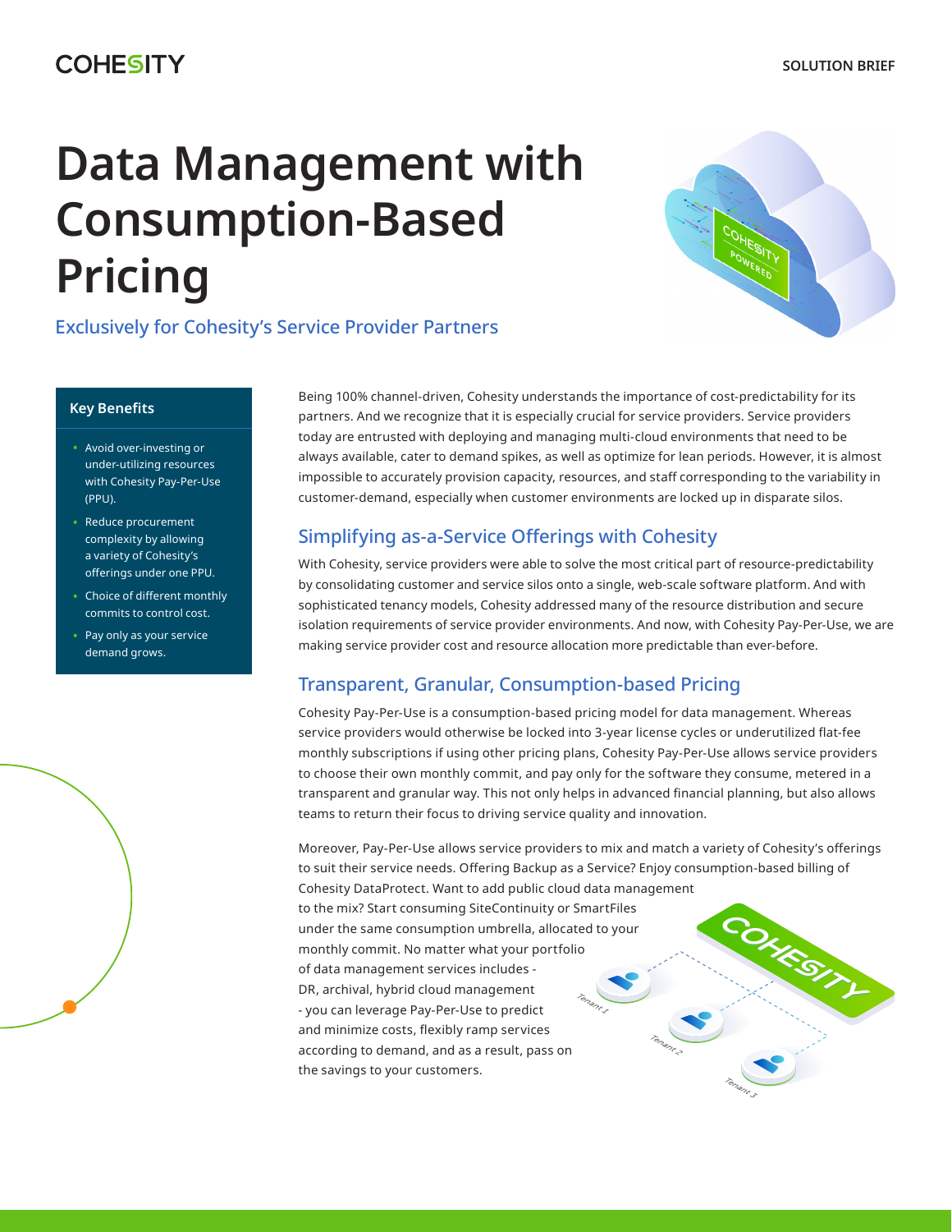# Data Management with Consumption-Based Pricing

Exclusively for Cohesity's Service Provider Partners

**Key Benefits**

- Avoid over-investing or under-utilizing resources with Cohesity Pay-Per-Use (PPU).
- Reduce procurement complexity by allowing a variety of Cohesity's offerings under one PPU.
- Choice of different monthly commits to control cost.
- Pay only as your service demand grows.

Being 100% channel-driven, Cohesity understands the importance of cost-predictability for its partners. And we recognize that it is especially crucial for service providers. Service providers today are entrusted with deploying and managing multi-cloud environments that need to be always available, cater to demand spikes, as well as optimize for lean periods. However, it is almost impossible to accurately provision capacity, resources, and staff corresponding to the variability in customer-demand, especially when customer environments are locked up in disparate silos.

## Simplifying as-a-Service Offerings with Cohesity

With Cohesity, service providers were able to solve the most critical part of resource-predictability by consolidating customer and service silos onto a single, web-scale software platform. And with sophisticated tenancy models, Cohesity addressed many of the resource distribution and secure isolation requirements of service provider environments. And now, with Cohesity Pay-Per-Use, we are making service provider cost and resource allocation more predictable than ever-before.

## Transparent, Granular, Consumption-based Pricing

Cohesity Pay-Per-Use is a consumption-based pricing model for data management. Whereas service providers would otherwise be locked into 3-year license cycles or underutilized flat-fee monthly subscriptions if using other pricing plans, Cohesity Pay-Per-Use allows service providers to choose their own monthly commit, and pay only for the software they consume, metered in a transparent and granular way. This not only helps in advanced financial planning, but also allows teams to return their focus to driving service quality and innovation.

Moreover, Pay-Per-Use allows service providers to mix and match a variety of Cohesity's offerings to suit their service needs. Offering Backup as a Service? Enjoy consumption-based billing of Cohesity DataProtect. Want to add public cloud data management to the mix? Start consuming SiteContinuity or SmartFiles under the same consumption umbrella, allocated to your monthly commit. No matter what your portfolio of data management services includes - DR, archival, hybrid cloud management - you can leverage Pay-Per-Use to predict and minimize costs, flexibly ramp services according to demand, and as a result, pass on the savings to your customers.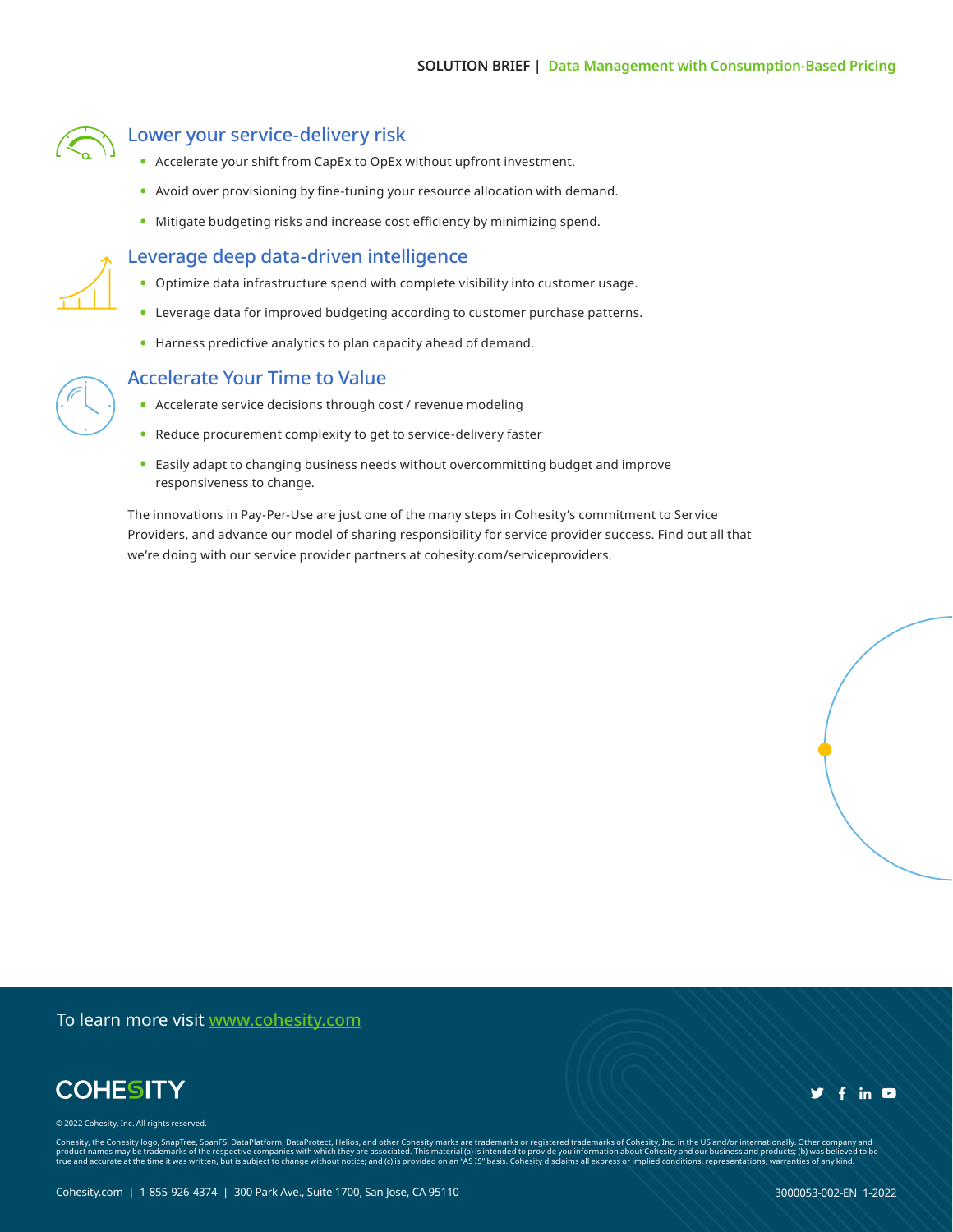## Lower your service-delivery risk

- Accelerate your shift from CapEx to OpEx without upfront investment.
- Avoid over provisioning by fine-tuning your resource allocation with demand.
- Mitigate budgeting risks and increase cost efficiency by minimizing spend.

## Leverage deep data-driven intelligence

- Optimize data infrastructure spend with complete visibility into customer usage.
- Leverage data for improved budgeting according to customer purchase patterns.
- Harness predictive analytics to plan capacity ahead of demand.

## Accelerate Your Time to Value

- Accelerate service decisions through cost / revenue modeling
- Reduce procurement complexity to get to service-delivery faster
- Easily adapt to changing business needs without overcommitting budget and improve responsiveness to change.

The innovations in Pay-Per-Use are just one of the many steps in Cohesity's commitment to Service Providers, and advance our model of sharing responsibility for service provider success. Find out all that we're doing with our service provider partners at cohesity.com/serviceproviders.

To learn more visit [www.cohesity.com](www.cohesity.com)

COHESITY

© 2022 Cohesity, Inc. All rights reserved.

Cohesity, the Cohesity logo, SnapTree, SpanFS, DataPlatform, DataProtect, Helios, and other Cohesity marks are trademarks or registered trademarks of Cohesity, Inc. in the US and/or internationally. Other company and product names may be trademarks of the respective companies with which they are associated. This material (a) is intended to provide you information about Cohesity and our business and products; (b) was believed to be true and accurate at the time it was written, but is subject to change without notice; and (c) is provided on an "AS IS" basis. Cohesity disclaims all express or implied conditions, representations, warranties of any kind.

Cohesity.com | 1-855-926-4374 | 300 Park Ave., Suite 1700, San Jose, CA 95110

3000053-002-EN 1-2022